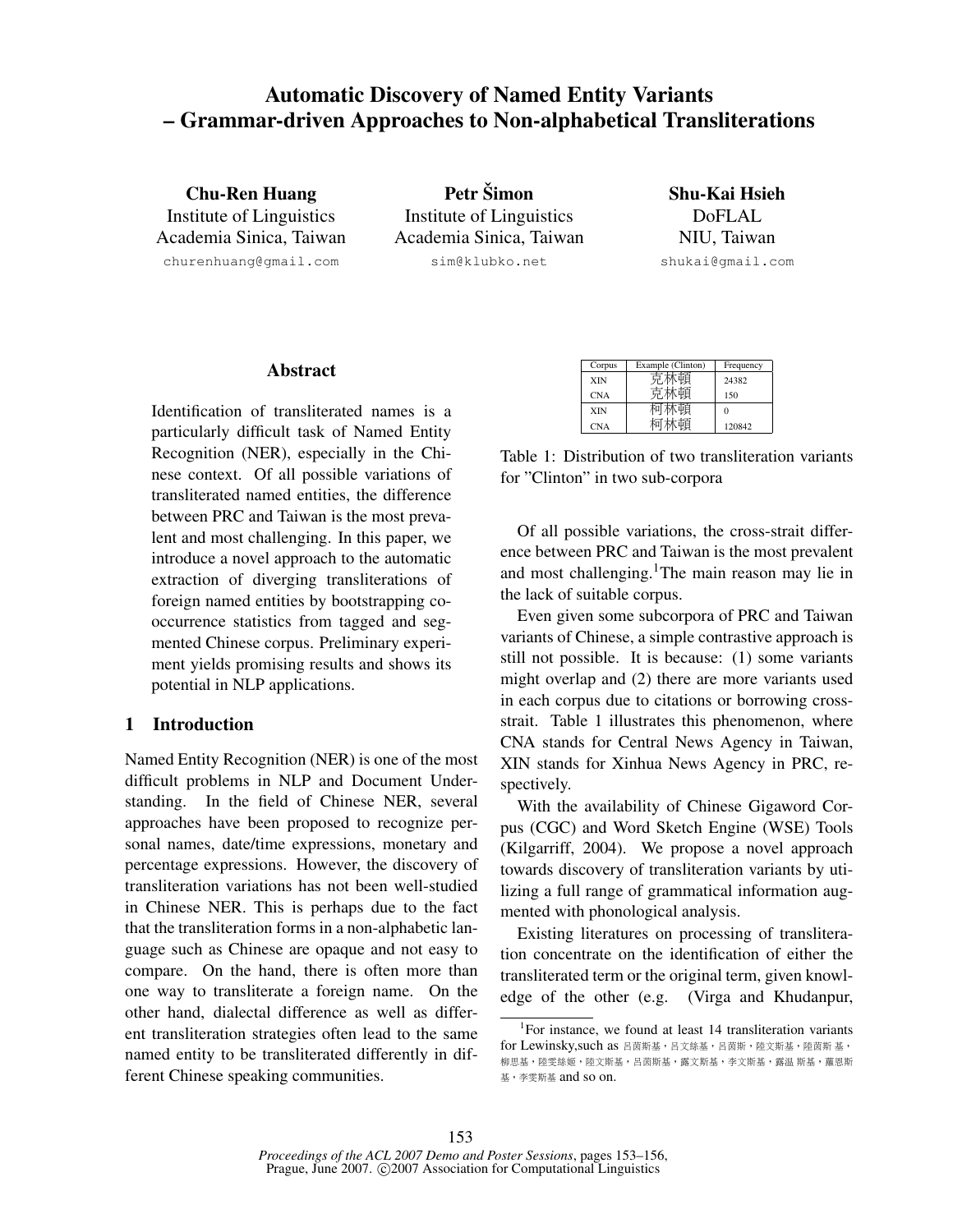# Automatic Discovery of Named Entity Variants – Grammar-driven Approaches to Non-alphabetical Transliterations

**Chu-Ren Huang**
Institute of Linguistics
Academia Sinica, Taiwan
churenhuang@gmail.com

**Petr Šimon**
Institute of Linguistics
Academia Sinica, Taiwan
sim@klubko.net

**Shu-Kai Hsieh**
DoFLAL
NIU, Taiwan
shukai@gmail.com

## Abstract

Identification of transliterated names is a particularly difficult task of Named Entity Recognition (NER), especially in the Chinese context. Of all possible variations of transliterated named entities, the difference between PRC and Taiwan is the most prevalent and most challenging. In this paper, we introduce a novel approach to the automatic extraction of diverging transliterations of foreign named entities by bootstrapping co-occurrence statistics from tagged and segmented Chinese corpus. Preliminary experiment yields promising results and shows its potential in NLP applications.

## 1 Introduction

Named Entity Recognition (NER) is one of the most difficult problems in NLP and Document Understanding. In the field of Chinese NER, several approaches have been proposed to recognize personal names, date/time expressions, monetary and percentage expressions. However, the discovery of transliteration variations has not been well-studied in Chinese NER. This is perhaps due to the fact that the transliteration forms in a non-alphabetic language such as Chinese are opaque and not easy to compare. On the hand, there is often more than one way to transliterate a foreign name. On the other hand, dialectal difference as well as different transliteration strategies often lead to the same named entity to be transliterated differently in different Chinese speaking communities.

| Corpus | Example (Clinton) | Frequency |
|---|---|---|
| XIN | 克林頓 | 24382 |
| CNA | 克林頓 | 150 |
| XIN | 柯林頓 | 0 |
| CNA | 柯林頓 | 120842 |

Table 1: Distribution of two transliteration variants for "Clinton" in two sub-corpora

Of all possible variations, the cross-strait difference between PRC and Taiwan is the most prevalent and most challenging.[1] The main reason may lie in the lack of suitable corpus.

Even given some subcorpora of PRC and Taiwan variants of Chinese, a simple contrastive approach is still not possible. It is because: (1) some variants might overlap and (2) there are more variants used in each corpus due to citations or borrowing cross-strait. Table 1 illustrates this phenomenon, where CNA stands for Central News Agency in Taiwan, XIN stands for Xinhua News Agency in PRC, respectively.

With the availability of Chinese Gigaword Corpus (CGC) and Word Sketch Engine (WSE) Tools (Kilgarriff, 2004). We propose a novel approach towards discovery of transliteration variants by utilizing a full range of grammatical information augmented with phonological analysis.

Existing literatures on processing of transliteration concentrate on the identification of either the transliterated term or the original term, given knowledge of the other (e.g. (Virga and Khudanpur,

[1] For instance, we found at least 14 transliteration variants for Lewinsky,such as 呂茵斯基，呂文絲基，呂茵斯，陸文斯基，陸茵斯 基，柳思基，陸雯絲姬，陸文斯基，呂茵斯基，露文斯基，李文斯基，露溫 斯基，蘿恩斯基，李雯斯基 and so on.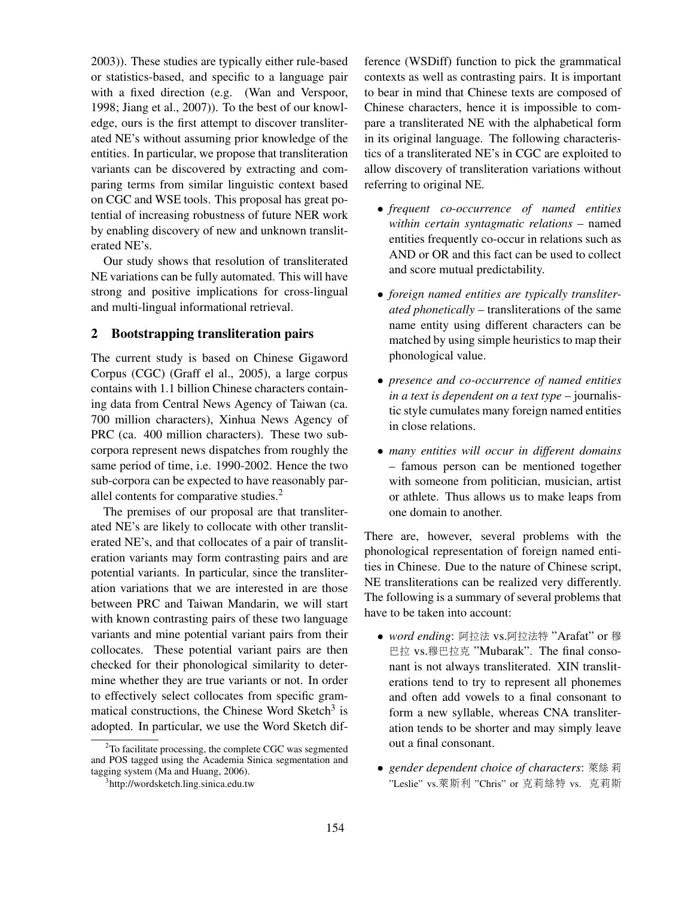2003)). These studies are typically either rule-based or statistics-based, and specific to a language pair with a fixed direction (e.g. (Wan and Verspoor, 1998; Jiang et al., 2007)). To the best of our knowledge, ours is the first attempt to discover transliterated NE's without assuming prior knowledge of the entities. In particular, we propose that transliteration variants can be discovered by extracting and comparing terms from similar linguistic context based on CGC and WSE tools. This proposal has great potential of increasing robustness of future NER work by enabling discovery of new and unknown transliterated NE's.

Our study shows that resolution of transliterated NE variations can be fully automated. This will have strong and positive implications for cross-lingual and multi-lingual informational retrieval.

## 2 Bootstrapping transliteration pairs

The current study is based on Chinese Gigaword Corpus (CGC) (Graff el al., 2005), a large corpus contains with 1.1 billion Chinese characters containing data from Central News Agency of Taiwan (ca. 700 million characters), Xinhua News Agency of PRC (ca. 400 million characters). These two sub-corpora represent news dispatches from roughly the same period of time, i.e. 1990-2002. Hence the two sub-corpora can be expected to have reasonably parallel contents for comparative studies.[2]

The premises of our proposal are that transliterated NE's are likely to collocate with other transliterated NE's, and that collocates of a pair of transliteration variants may form contrasting pairs and are potential variants. In particular, since the transliteration variations that we are interested in are those between PRC and Taiwan Mandarin, we will start with known contrasting pairs of these two language variants and mine potential variant pairs from their collocates. These potential variant pairs are then checked for their phonological similarity to determine whether they are true variants or not. In order to effectively select collocates from specific grammatical constructions, the Chinese Word Sketch[3] is adopted. In particular, we use the Word Sketch difference (WSDiff) function to pick the grammatical contexts as well as contrasting pairs. It is important to bear in mind that Chinese texts are composed of Chinese characters, hence it is impossible to compare a transliterated NE with the alphabetical form in its original language. The following characteristics of a transliterated NE's in CGC are exploited to allow discovery of transliteration variations without referring to original NE.

- *frequent co-occurrence of named entities within certain syntagmatic relations* – named entities frequently co-occur in relations such as AND or OR and this fact can be used to collect and score mutual predictability.
- *foreign named entities are typically transliterated phonetically* – transliterations of the same name entity using different characters can be matched by using simple heuristics to map their phonological value.
- *presence and co-occurrence of named entities in a text is dependent on a text type* – journalistic style cumulates many foreign named entities in close relations.
- *many entities will occur in different domains* – famous person can be mentioned together with someone from politician, musician, artist or athlete. Thus allows us to make leaps from one domain to another.

There are, however, several problems with the phonological representation of foreign named entities in Chinese. Due to the nature of Chinese script, NE transliterations can be realized very differently. The following is a summary of several problems that have to be taken into account:

- *word ending*: 阿拉法 vs.阿拉法特 "Arafat" or 穆巴拉 vs.穆巴拉克 "Mubarak". The final consonant is not always transliterated. XIN transliterations tend to try to represent all phonemes and often add vowels to a final consonant to form a new syllable, whereas CNA transliteration tends to be shorter and may simply leave out a final consonant.
- *gender dependent choice of characters*: 萊絲莉 "Leslie" vs.萊斯利 "Chris" or 克莉絲特 vs. 克莉斯

[2]To facilitate processing, the complete CGC was segmented and POS tagged using the Academia Sinica segmentation and tagging system (Ma and Huang, 2006).

[3]http://wordsketch.ling.sinica.edu.tw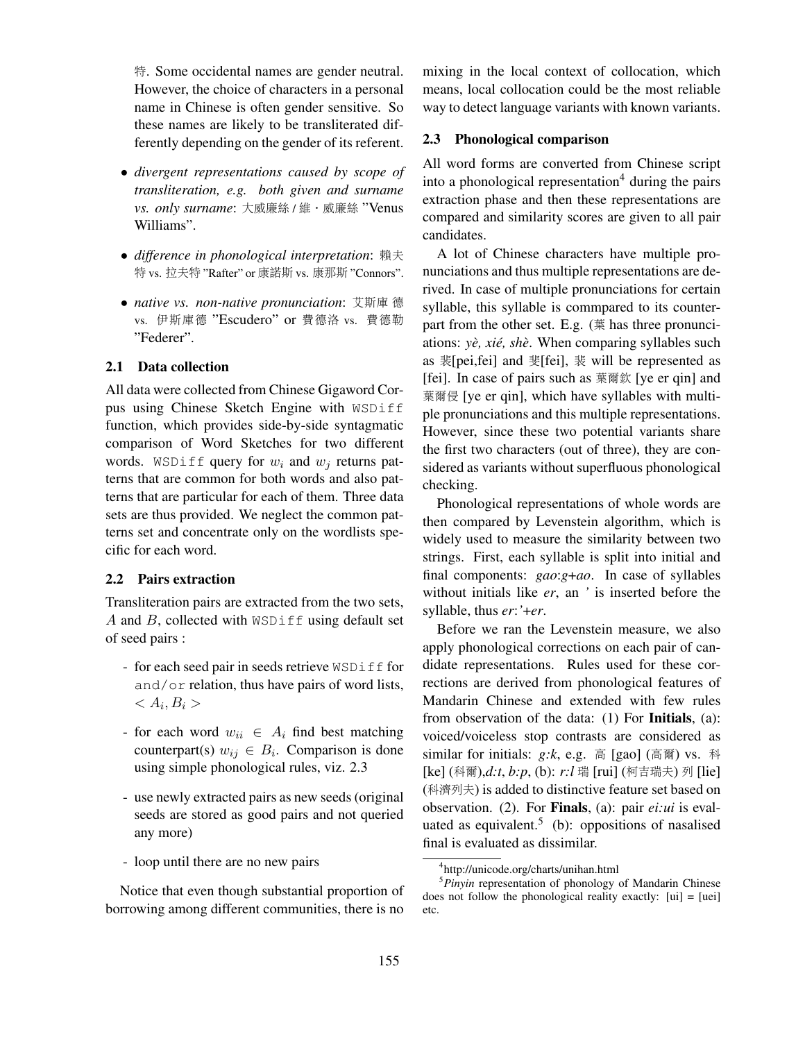特. Some occidental names are gender neutral. However, the choice of characters in a personal name in Chinese is often gender sensitive. So these names are likely to be transliterated differently depending on the gender of its referent.

- *divergent representations caused by scope of transliteration, e.g. both given and surname vs. only surname*: 大威廉絲 / 維・威廉絲 "Venus Williams".
- *difference in phonological interpretation*: 賴夫特 vs. 拉夫特 "Rafter" or 康諾斯 vs. 康那斯 "Connors".
- *native vs. non-native pronunciation*: 艾斯庫德 vs. 伊斯庫德 "Escudero" or 費德洛 vs. 費德勒 "Federer".

### 2.1 Data collection

All data were collected from Chinese Gigaword Corpus using Chinese Sketch Engine with `WSDiff` function, which provides side-by-side syntagmatic comparison of Word Sketches for two different words. `WSDiff` query for $w_i$ and $w_j$ returns patterns that are common for both words and also patterns that are particular for each of them. Three data sets are thus provided. We neglect the common patterns set and concentrate only on the wordlists specific for each word.

### 2.2 Pairs extraction

Transliteration pairs are extracted from the two sets, $A$ and $B$, collected with `WSDiff` using default set of seed pairs :

- for each seed pair in seeds retrieve `WSDiff` for `and/or` relation, thus have pairs of word lists, $< A_i, B_i >$
- for each word $w_{ii} \in A_i$ find best matching counterpart(s) $w_{ij} \in B_i$. Comparison is done using simple phonological rules, viz. 2.3
- use newly extracted pairs as new seeds (original seeds are stored as good pairs and not queried any more)
- loop until there are no new pairs

Notice that even though substantial proportion of borrowing among different communities, there is no mixing in the local context of collocation, which means, local collocation could be the most reliable way to detect language variants with known variants.

### 2.3 Phonological comparison

All word forms are converted from Chinese script into a phonological representation[4] during the pairs extraction phase and then these representations are compared and similarity scores are given to all pair candidates.

A lot of Chinese characters have multiple pronunciations and thus multiple representations are derived. In case of multiple pronunciations for certain syllable, this syllable is commpared to its counterpart from the other set. E.g. (葉 has three pronunciations: *yè, xié, shè*. When comparing syllables such as 裴[pei,fei] and 斐[fei], 裴 will be represented as [fei]. In case of pairs such as 葉爾欽 [ye er qin] and 葉爾侵 [ye er qin], which have syllables with multiple pronunciations and this multiple representations. However, since these two potential variants share the first two characters (out of three), they are considered as variants without superfluous phonological checking.

Phonological representations of whole words are then compared by Levenstein algorithm, which is widely used to measure the similarity between two strings. First, each syllable is split into initial and final components: *gao*:*g*+*ao*. In case of syllables without initials like *er*, an *'* is inserted before the syllable, thus *er*:*'*+*er*.

Before we ran the Levenstein measure, we also apply phonological corrections on each pair of candidate representations. Rules used for these corrections are derived from phonological features of Mandarin Chinese and extended with few rules from observation of the data: (1) For **Initials**, (a): voiced/voiceless stop contrasts are considered as similar for initials: *g:k*, e.g. 高 [gao] (高爾) vs. 科 [ke] (科爾),*d:t*, *b:p*, (b): *r:l* 瑞 [rui] (柯吉瑞夫) 列 [lie] (科濟列夫) is added to distinctive feature set based on observation. (2). For **Finals**, (a): pair *ei:ui* is evaluated as equivalent.[5] (b): oppositions of nasalised final is evaluated as dissimilar.

[4] http://unicode.org/charts/unihan.html

[5] *Pinyin* representation of phonology of Mandarin Chinese does not follow the phonological reality exactly: [ui] = [uei] etc.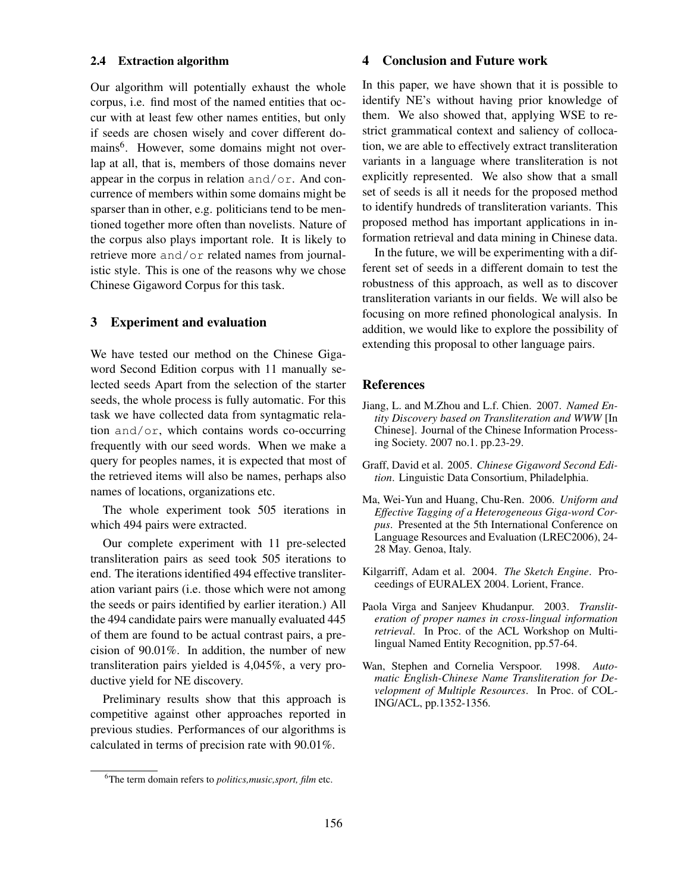### 2.4 Extraction algorithm

Our algorithm will potentially exhaust the whole corpus, i.e. find most of the named entities that occur with at least few other names entities, but only if seeds are chosen wisely and cover different domains[6]. However, some domains might not overlap at all, that is, members of those domains never appear in the corpus in relation `and/or`. And concurrence of members within some domains might be sparser than in other, e.g. politicians tend to be mentioned together more often than novelists. Nature of the corpus also plays important role. It is likely to retrieve more `and/or` related names from journalistic style. This is one of the reasons why we chose Chinese Gigaword Corpus for this task.

## 3 Experiment and evaluation

We have tested our method on the Chinese Gigaword Second Edition corpus with 11 manually selected seeds Apart from the selection of the starter seeds, the whole process is fully automatic. For this task we have collected data from syntagmatic relation `and/or`, which contains words co-occurring frequently with our seed words. When we make a query for peoples names, it is expected that most of the retrieved items will also be names, perhaps also names of locations, organizations etc.

The whole experiment took 505 iterations in which 494 pairs were extracted.

Our complete experiment with 11 pre-selected transliteration pairs as seed took 505 iterations to end. The iterations identified 494 effective transliteration variant pairs (i.e. those which were not among the seeds or pairs identified by earlier iteration.) All the 494 candidate pairs were manually evaluated 445 of them are found to be actual contrast pairs, a precision of 90.01%. In addition, the number of new transliteration pairs yielded is 4,045%, a very productive yield for NE discovery.

Preliminary results show that this approach is competitive against other approaches reported in previous studies. Performances of our algorithms is calculated in terms of precision rate with 90.01%.

[6]The term domain refers to *politics,music,sport, film* etc.

## 4 Conclusion and Future work

In this paper, we have shown that it is possible to identify NE's without having prior knowledge of them. We also showed that, applying WSE to restrict grammatical context and saliency of collocation, we are able to effectively extract transliteration variants in a language where transliteration is not explicitly represented. We also show that a small set of seeds is all it needs for the proposed method to identify hundreds of transliteration variants. This proposed method has important applications in information retrieval and data mining in Chinese data.

In the future, we will be experimenting with a different set of seeds in a different domain to test the robustness of this approach, as well as to discover transliteration variants in our fields. We will also be focusing on more refined phonological analysis. In addition, we would like to explore the possibility of extending this proposal to other language pairs.

## References

Jiang, L. and M.Zhou and L.f. Chien. 2007. *Named Entity Discovery based on Transliteration and WWW* [In Chinese]. Journal of the Chinese Information Processing Society. 2007 no.1. pp.23-29.

Graff, David et al. 2005. *Chinese Gigaword Second Edition*. Linguistic Data Consortium, Philadelphia.

Ma, Wei-Yun and Huang, Chu-Ren. 2006. *Uniform and Effective Tagging of a Heterogeneous Giga-word Corpus*. Presented at the 5th International Conference on Language Resources and Evaluation (LREC2006), 24-28 May. Genoa, Italy.

Kilgarriff, Adam et al. 2004. *The Sketch Engine*. Proceedings of EURALEX 2004. Lorient, France.

Paola Virga and Sanjeev Khudanpur. 2003. *Transliteration of proper names in cross-lingual information retrieval*. In Proc. of the ACL Workshop on Multilingual Named Entity Recognition, pp.57-64.

Wan, Stephen and Cornelia Verspoor. 1998. *Automatic English-Chinese Name Transliteration for Development of Multiple Resources*. In Proc. of COLING/ACL, pp.1352-1356.